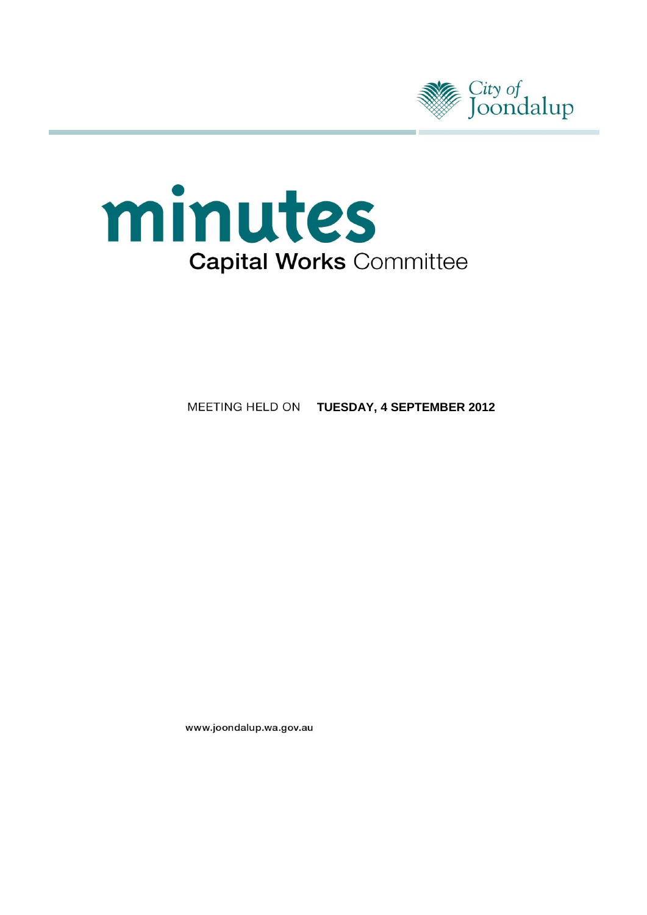City of Joondalup

# minutes

## Capital Works Committee

MEETING HELD ON **TUESDAY, 4 SEPTEMBER 2012**

www.joondalup.wa.gov.au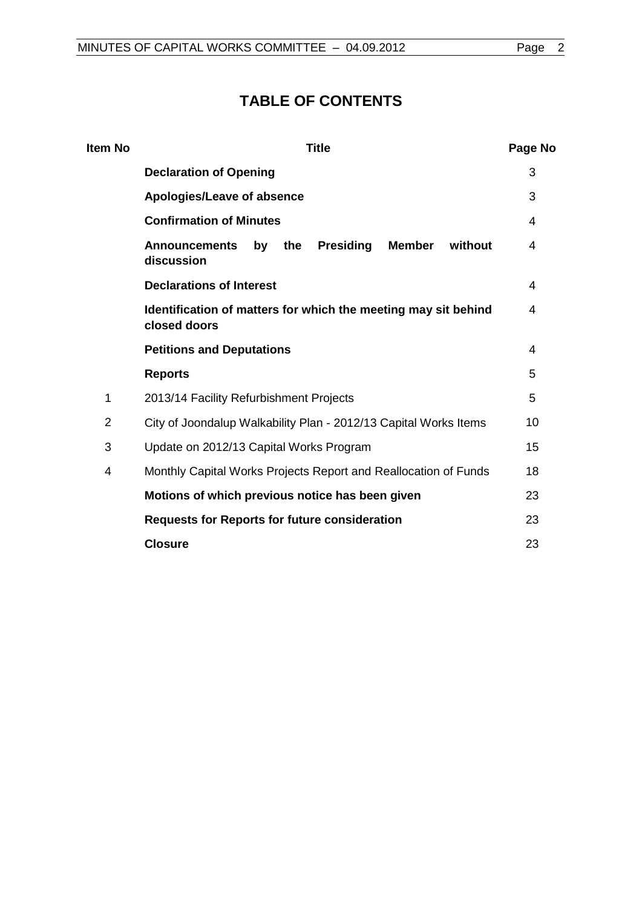# TABLE OF CONTENTS

| Item No | Title | Page No |
|---|---|---|
| | **Declaration of Opening** | 3 |
| | **Apologies/Leave of absence** | 3 |
| | **Confirmation of Minutes** | 4 |
| | **Announcements by the Presiding Member without discussion** | 4 |
| | **Declarations of Interest** | 4 |
| | **Identification of matters for which the meeting may sit behind closed doors** | 4 |
| | **Petitions and Deputations** | 4 |
| | **Reports** | 5 |
| 1 | 2013/14 Facility Refurbishment Projects | 5 |
| 2 | City of Joondalup Walkability Plan - 2012/13 Capital Works Items | 10 |
| 3 | Update on 2012/13 Capital Works Program | 15 |
| 4 | Monthly Capital Works Projects Report and Reallocation of Funds | 18 |
| | **Motions of which previous notice has been given** | 23 |
| | **Requests for Reports for future consideration** | 23 |
| | **Closure** | 23 |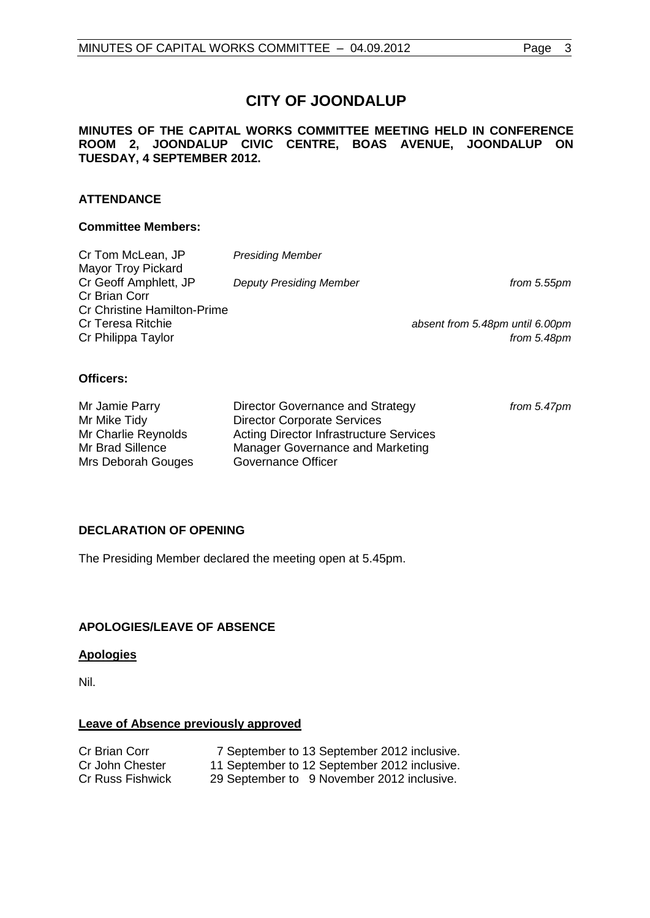# CITY OF JOONDALUP

**MINUTES OF THE CAPITAL WORKS COMMITTEE MEETING HELD IN CONFERENCE ROOM 2, JOONDALUP CIVIC CENTRE, BOAS AVENUE, JOONDALUP ON TUESDAY, 4 SEPTEMBER 2012.**

## ATTENDANCE

### Committee Members:

| | | |
|---|---|---|
| Cr Tom McLean, JP | *Presiding Member* | |
| Mayor Troy Pickard | | |
| Cr Geoff Amphlett, JP | *Deputy Presiding Member* | *from 5.55pm* |
| Cr Brian Corr | | |
| Cr Christine Hamilton-Prime | | |
| Cr Teresa Ritchie | | *absent from 5.48pm until 6.00pm* |
| Cr Philippa Taylor | | *from 5.48pm* |

### Officers:

| | | |
|---|---|---|
| Mr Jamie Parry | Director Governance and Strategy | *from 5.47pm* |
| Mr Mike Tidy | Director Corporate Services | |
| Mr Charlie Reynolds | Acting Director Infrastructure Services | |
| Mr Brad Sillence | Manager Governance and Marketing | |
| Mrs Deborah Gouges | Governance Officer | |

## DECLARATION OF OPENING

The Presiding Member declared the meeting open at 5.45pm.

## APOLOGIES/LEAVE OF ABSENCE

**Apologies**

Nil.

**Leave of Absence previously approved**

| | |
|---|---|
| Cr Brian Corr | 7 September to 13 September 2012 inclusive. |
| Cr John Chester | 11 September to 12 September 2012 inclusive. |
| Cr Russ Fishwick | 29 September to 9 November 2012 inclusive. |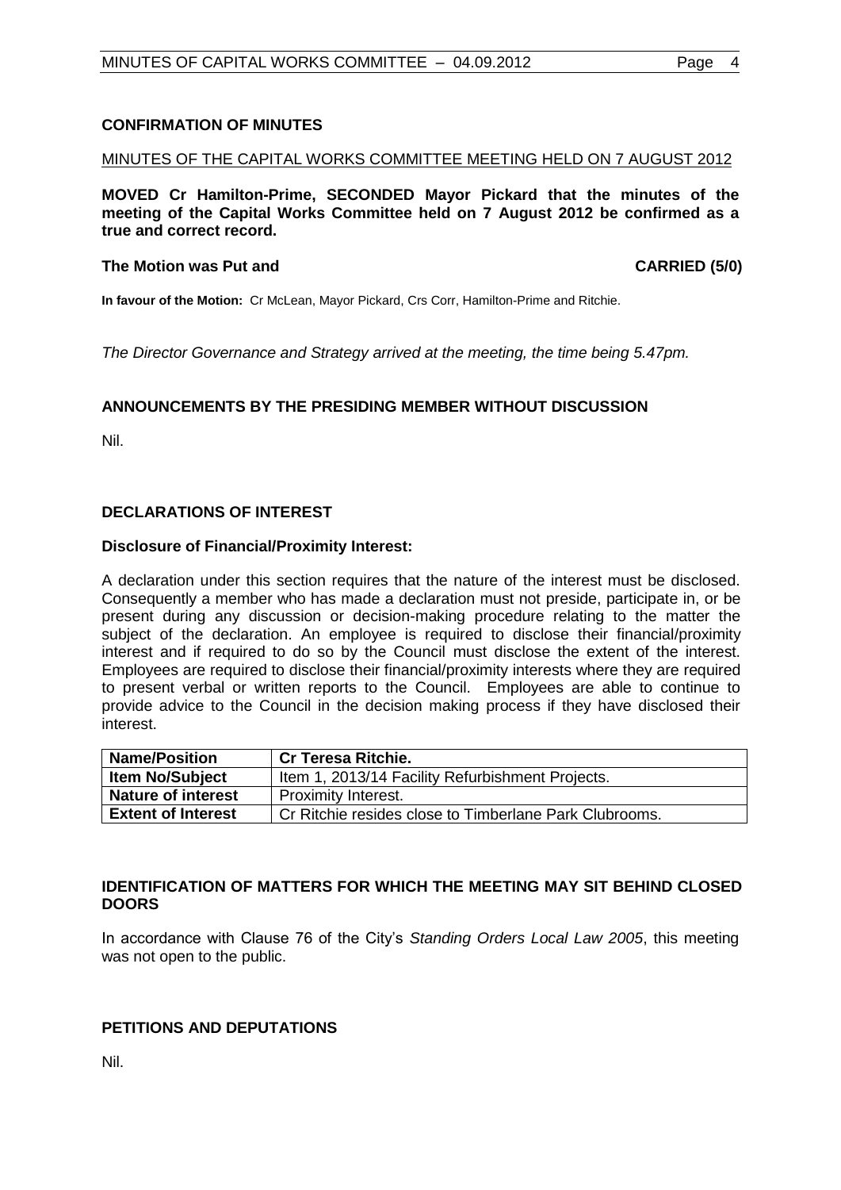## CONFIRMATION OF MINUTES

MINUTES OF THE CAPITAL WORKS COMMITTEE MEETING HELD ON 7 AUGUST 2012

**MOVED Cr Hamilton-Prime, SECONDED Mayor Pickard that the minutes of the meeting of the Capital Works Committee held on 7 August 2012 be confirmed as a true and correct record.**

**The Motion was Put and CARRIED (5/0)**

**In favour of the Motion:** Cr McLean, Mayor Pickard, Crs Corr, Hamilton-Prime and Ritchie.

*The Director Governance and Strategy arrived at the meeting, the time being 5.47pm.*

## ANNOUNCEMENTS BY THE PRESIDING MEMBER WITHOUT DISCUSSION

Nil.

## DECLARATIONS OF INTEREST

### Disclosure of Financial/Proximity Interest:

A declaration under this section requires that the nature of the interest must be disclosed. Consequently a member who has made a declaration must not preside, participate in, or be present during any discussion or decision-making procedure relating to the matter the subject of the declaration. An employee is required to disclose their financial/proximity interest and if required to do so by the Council must disclose the extent of the interest. Employees are required to disclose their financial/proximity interests where they are required to present verbal or written reports to the Council. Employees are able to continue to provide advice to the Council in the decision making process if they have disclosed their interest.

| **Name/Position** | **Cr Teresa Ritchie.** |
|---|---|
| **Item No/Subject** | Item 1, 2013/14 Facility Refurbishment Projects. |
| **Nature of interest** | Proximity Interest. |
| **Extent of Interest** | Cr Ritchie resides close to Timberlane Park Clubrooms. |

## IDENTIFICATION OF MATTERS FOR WHICH THE MEETING MAY SIT BEHIND CLOSED DOORS

In accordance with Clause 76 of the City's *Standing Orders Local Law 2005*, this meeting was not open to the public.

## PETITIONS AND DEPUTATIONS

Nil.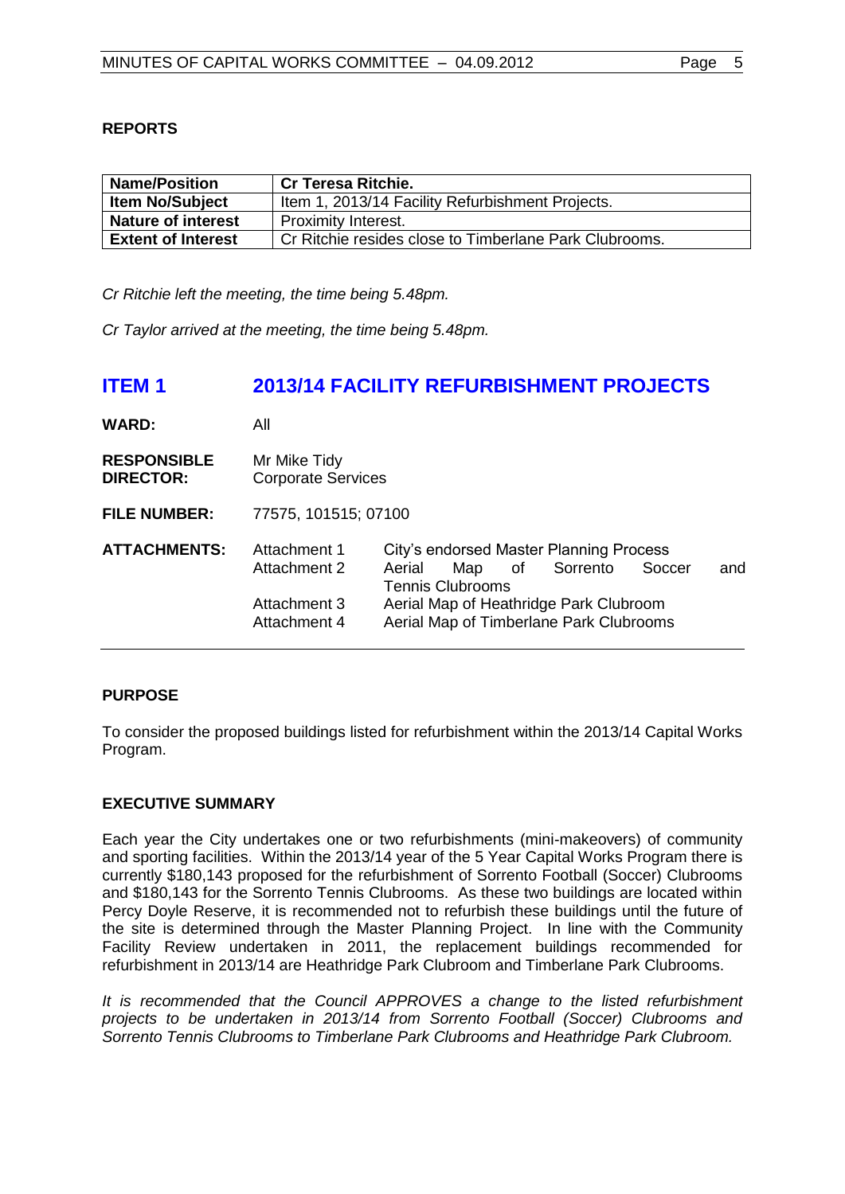**REPORTS**

| Name/Position | Cr Teresa Ritchie. |
|---|---|
| Item No/Subject | Item 1, 2013/14 Facility Refurbishment Projects. |
| Nature of interest | Proximity Interest. |
| Extent of Interest | Cr Ritchie resides close to Timberlane Park Clubrooms. |

*Cr Ritchie left the meeting, the time being 5.48pm.*

*Cr Taylor arrived at the meeting, the time being 5.48pm.*

# ITEM 1 2013/14 FACILITY REFURBISHMENT PROJECTS

**WARD:** All

**RESPONSIBLE DIRECTOR:** Mr Mike Tidy, Corporate Services

**FILE NUMBER:** 77575, 101515; 07100

**ATTACHMENTS:**

| | |
|---|---|
| Attachment 1 | City's endorsed Master Planning Process |
| Attachment 2 | Aerial Map of Sorrento Soccer and Tennis Clubrooms |
| Attachment 3 | Aerial Map of Heathridge Park Clubroom |
| Attachment 4 | Aerial Map of Timberlane Park Clubrooms |

**PURPOSE**

To consider the proposed buildings listed for refurbishment within the 2013/14 Capital Works Program.

**EXECUTIVE SUMMARY**

Each year the City undertakes one or two refurbishments (mini-makeovers) of community and sporting facilities. Within the 2013/14 year of the 5 Year Capital Works Program there is currently $180,143 proposed for the refurbishment of Sorrento Football (Soccer) Clubrooms and $180,143 for the Sorrento Tennis Clubrooms. As these two buildings are located within Percy Doyle Reserve, it is recommended not to refurbish these buildings until the future of the site is determined through the Master Planning Project. In line with the Community Facility Review undertaken in 2011, the replacement buildings recommended for refurbishment in 2013/14 are Heathridge Park Clubroom and Timberlane Park Clubrooms.

*It is recommended that the Council APPROVES a change to the listed refurbishment projects to be undertaken in 2013/14 from Sorrento Football (Soccer) Clubrooms and Sorrento Tennis Clubrooms to Timberlane Park Clubrooms and Heathridge Park Clubroom.*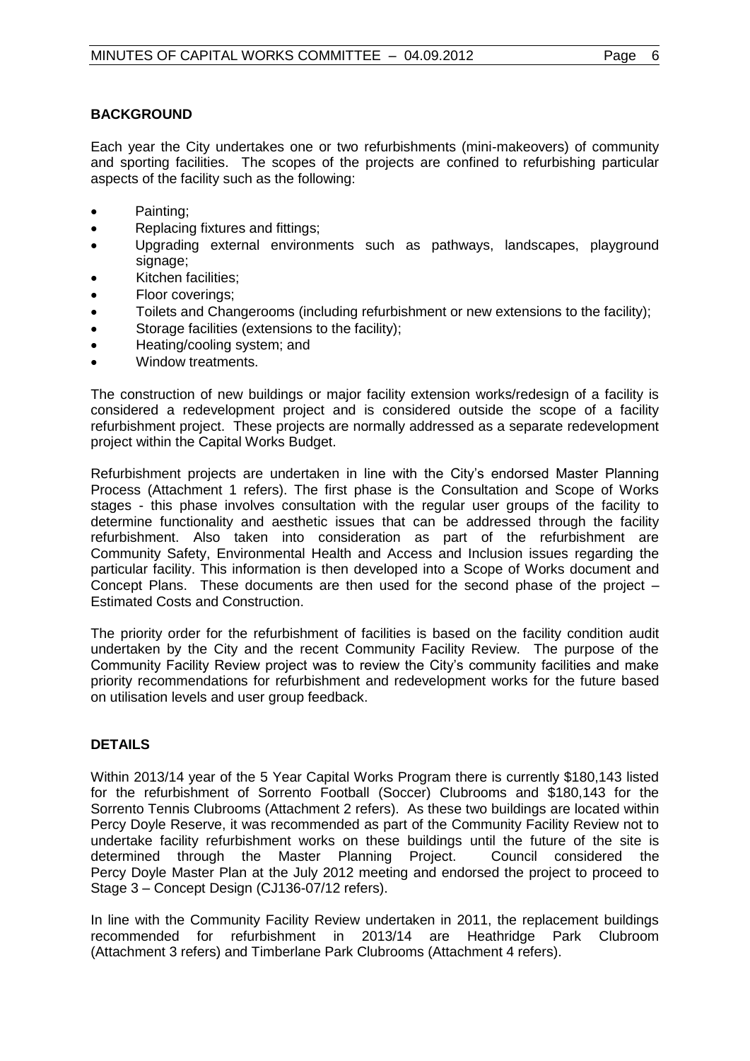## BACKGROUND

Each year the City undertakes one or two refurbishments (mini-makeovers) of community and sporting facilities. The scopes of the projects are confined to refurbishing particular aspects of the facility such as the following:

- Painting;
- Replacing fixtures and fittings;
- Upgrading external environments such as pathways, landscapes, playground signage;
- Kitchen facilities;
- Floor coverings;
- Toilets and Changerooms (including refurbishment or new extensions to the facility);
- Storage facilities (extensions to the facility);
- Heating/cooling system; and
- Window treatments.

The construction of new buildings or major facility extension works/redesign of a facility is considered a redevelopment project and is considered outside the scope of a facility refurbishment project. These projects are normally addressed as a separate redevelopment project within the Capital Works Budget.

Refurbishment projects are undertaken in line with the City's endorsed Master Planning Process (Attachment 1 refers). The first phase is the Consultation and Scope of Works stages - this phase involves consultation with the regular user groups of the facility to determine functionality and aesthetic issues that can be addressed through the facility refurbishment. Also taken into consideration as part of the refurbishment are Community Safety, Environmental Health and Access and Inclusion issues regarding the particular facility. This information is then developed into a Scope of Works document and Concept Plans. These documents are then used for the second phase of the project – Estimated Costs and Construction.

The priority order for the refurbishment of facilities is based on the facility condition audit undertaken by the City and the recent Community Facility Review. The purpose of the Community Facility Review project was to review the City's community facilities and make priority recommendations for refurbishment and redevelopment works for the future based on utilisation levels and user group feedback.

## DETAILS

Within 2013/14 year of the 5 Year Capital Works Program there is currently $180,143 listed for the refurbishment of Sorrento Football (Soccer) Clubrooms and $180,143 for the Sorrento Tennis Clubrooms (Attachment 2 refers). As these two buildings are located within Percy Doyle Reserve, it was recommended as part of the Community Facility Review not to undertake facility refurbishment works on these buildings until the future of the site is determined through the Master Planning Project. Council considered the Percy Doyle Master Plan at the July 2012 meeting and endorsed the project to proceed to Stage 3 – Concept Design (CJ136-07/12 refers).

In line with the Community Facility Review undertaken in 2011, the replacement buildings recommended for refurbishment in 2013/14 are Heathridge Park Clubroom (Attachment 3 refers) and Timberlane Park Clubrooms (Attachment 4 refers).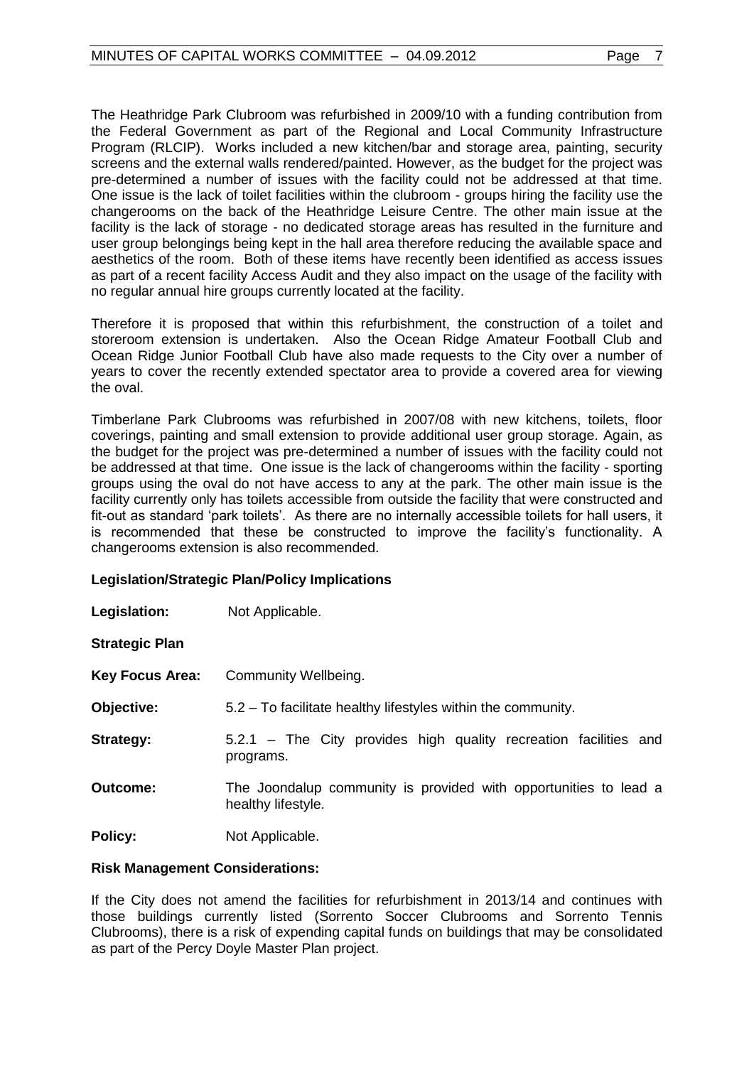The Heathridge Park Clubroom was refurbished in 2009/10 with a funding contribution from the Federal Government as part of the Regional and Local Community Infrastructure Program (RLCIP). Works included a new kitchen/bar and storage area, painting, security screens and the external walls rendered/painted. However, as the budget for the project was pre-determined a number of issues with the facility could not be addressed at that time. One issue is the lack of toilet facilities within the clubroom - groups hiring the facility use the changerooms on the back of the Heathridge Leisure Centre. The other main issue at the facility is the lack of storage - no dedicated storage areas has resulted in the furniture and user group belongings being kept in the hall area therefore reducing the available space and aesthetics of the room. Both of these items have recently been identified as access issues as part of a recent facility Access Audit and they also impact on the usage of the facility with no regular annual hire groups currently located at the facility.

Therefore it is proposed that within this refurbishment, the construction of a toilet and storeroom extension is undertaken. Also the Ocean Ridge Amateur Football Club and Ocean Ridge Junior Football Club have also made requests to the City over a number of years to cover the recently extended spectator area to provide a covered area for viewing the oval.

Timberlane Park Clubrooms was refurbished in 2007/08 with new kitchens, toilets, floor coverings, painting and small extension to provide additional user group storage. Again, as the budget for the project was pre-determined a number of issues with the facility could not be addressed at that time. One issue is the lack of changerooms within the facility - sporting groups using the oval do not have access to any at the park. The other main issue is the facility currently only has toilets accessible from outside the facility that were constructed and fit-out as standard 'park toilets'. As there are no internally accessible toilets for hall users, it is recommended that these be constructed to improve the facility's functionality. A changerooms extension is also recommended.

**Legislation/Strategic Plan/Policy Implications**

**Legislation:** Not Applicable.

**Strategic Plan**

**Key Focus Area:** Community Wellbeing.

**Objective:** 5.2 – To facilitate healthy lifestyles within the community.

**Strategy:** 5.2.1 – The City provides high quality recreation facilities and programs.

**Outcome:** The Joondalup community is provided with opportunities to lead a healthy lifestyle.

**Policy:** Not Applicable.

**Risk Management Considerations:**

If the City does not amend the facilities for refurbishment in 2013/14 and continues with those buildings currently listed (Sorrento Soccer Clubrooms and Sorrento Tennis Clubrooms), there is a risk of expending capital funds on buildings that may be consolidated as part of the Percy Doyle Master Plan project.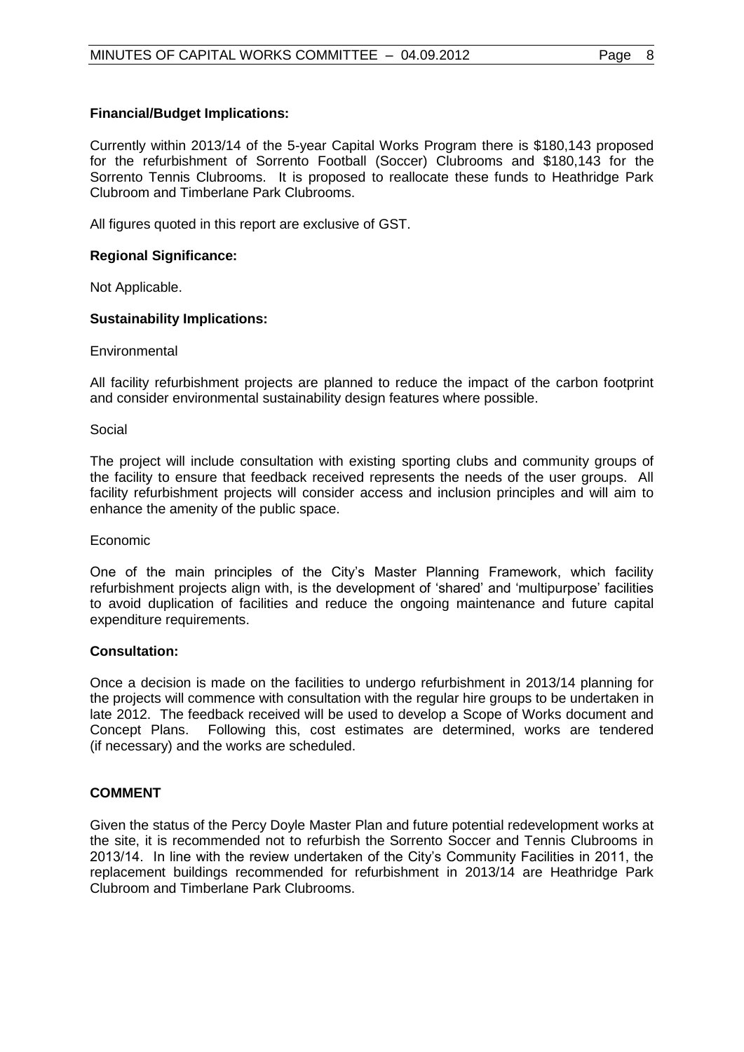**Financial/Budget Implications:**

Currently within 2013/14 of the 5-year Capital Works Program there is $180,143 proposed for the refurbishment of Sorrento Football (Soccer) Clubrooms and $180,143 for the Sorrento Tennis Clubrooms. It is proposed to reallocate these funds to Heathridge Park Clubroom and Timberlane Park Clubrooms.

All figures quoted in this report are exclusive of GST.

**Regional Significance:**

Not Applicable.

**Sustainability Implications:**

Environmental

All facility refurbishment projects are planned to reduce the impact of the carbon footprint and consider environmental sustainability design features where possible.

Social

The project will include consultation with existing sporting clubs and community groups of the facility to ensure that feedback received represents the needs of the user groups. All facility refurbishment projects will consider access and inclusion principles and will aim to enhance the amenity of the public space.

Economic

One of the main principles of the City's Master Planning Framework, which facility refurbishment projects align with, is the development of 'shared' and 'multipurpose' facilities to avoid duplication of facilities and reduce the ongoing maintenance and future capital expenditure requirements.

**Consultation:**

Once a decision is made on the facilities to undergo refurbishment in 2013/14 planning for the projects will commence with consultation with the regular hire groups to be undertaken in late 2012. The feedback received will be used to develop a Scope of Works document and Concept Plans. Following this, cost estimates are determined, works are tendered (if necessary) and the works are scheduled.

## COMMENT

Given the status of the Percy Doyle Master Plan and future potential redevelopment works at the site, it is recommended not to refurbish the Sorrento Soccer and Tennis Clubrooms in 2013/14. In line with the review undertaken of the City's Community Facilities in 2011, the replacement buildings recommended for refurbishment in 2013/14 are Heathridge Park Clubroom and Timberlane Park Clubrooms.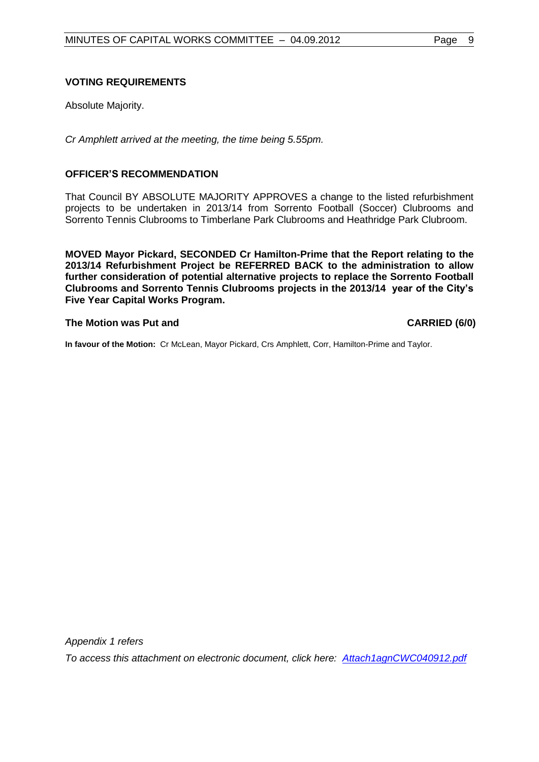**VOTING REQUIREMENTS**

Absolute Majority.

*Cr Amphlett arrived at the meeting, the time being 5.55pm.*

**OFFICER'S RECOMMENDATION**

That Council BY ABSOLUTE MAJORITY APPROVES a change to the listed refurbishment projects to be undertaken in 2013/14 from Sorrento Football (Soccer) Clubrooms and Sorrento Tennis Clubrooms to Timberlane Park Clubrooms and Heathridge Park Clubroom.

**MOVED Mayor Pickard, SECONDED Cr Hamilton-Prime that the Report relating to the 2013/14 Refurbishment Project be REFERRED BACK to the administration to allow further consideration of potential alternative projects to replace the Sorrento Football Clubrooms and Sorrento Tennis Clubrooms projects in the 2013/14 year of the City's Five Year Capital Works Program.**

**The Motion was Put and CARRIED (6/0)**

**In favour of the Motion:** Cr McLean, Mayor Pickard, Crs Amphlett, Corr, Hamilton-Prime and Taylor.

*Appendix 1 refers*

*To access this attachment on electronic document, click here: Attach1agnCWC040912.pdf*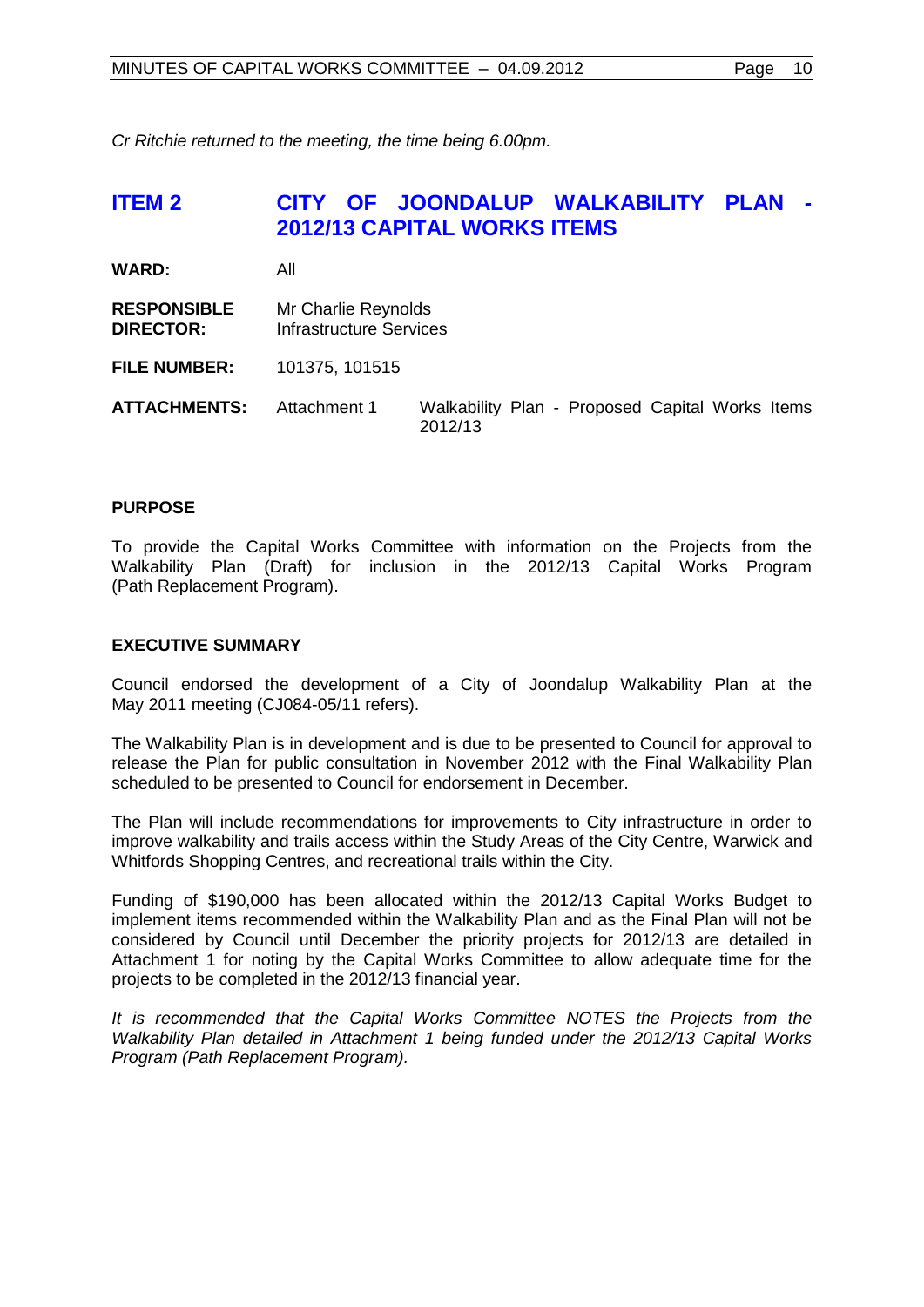*Cr Ritchie returned to the meeting, the time being 6.00pm.*

## ITEM 2 CITY OF JOONDALUP WALKABILITY PLAN - 2012/13 CAPITAL WORKS ITEMS

| | | |
|---|---|---|
| **WARD:** | All | |
| **RESPONSIBLE DIRECTOR:** | Mr Charlie Reynolds<br>Infrastructure Services | |
| **FILE NUMBER:** | 101375, 101515 | |
| **ATTACHMENTS:** | Attachment 1 | Walkability Plan - Proposed Capital Works Items 2012/13 |

### PURPOSE

To provide the Capital Works Committee with information on the Projects from the Walkability Plan (Draft) for inclusion in the 2012/13 Capital Works Program (Path Replacement Program).

### EXECUTIVE SUMMARY

Council endorsed the development of a City of Joondalup Walkability Plan at the May 2011 meeting (CJ084-05/11 refers).

The Walkability Plan is in development and is due to be presented to Council for approval to release the Plan for public consultation in November 2012 with the Final Walkability Plan scheduled to be presented to Council for endorsement in December.

The Plan will include recommendations for improvements to City infrastructure in order to improve walkability and trails access within the Study Areas of the City Centre, Warwick and Whitfords Shopping Centres, and recreational trails within the City.

Funding of $190,000 has been allocated within the 2012/13 Capital Works Budget to implement items recommended within the Walkability Plan and as the Final Plan will not be considered by Council until December the priority projects for 2012/13 are detailed in Attachment 1 for noting by the Capital Works Committee to allow adequate time for the projects to be completed in the 2012/13 financial year.

*It is recommended that the Capital Works Committee NOTES the Projects from the Walkability Plan detailed in Attachment 1 being funded under the 2012/13 Capital Works Program (Path Replacement Program).*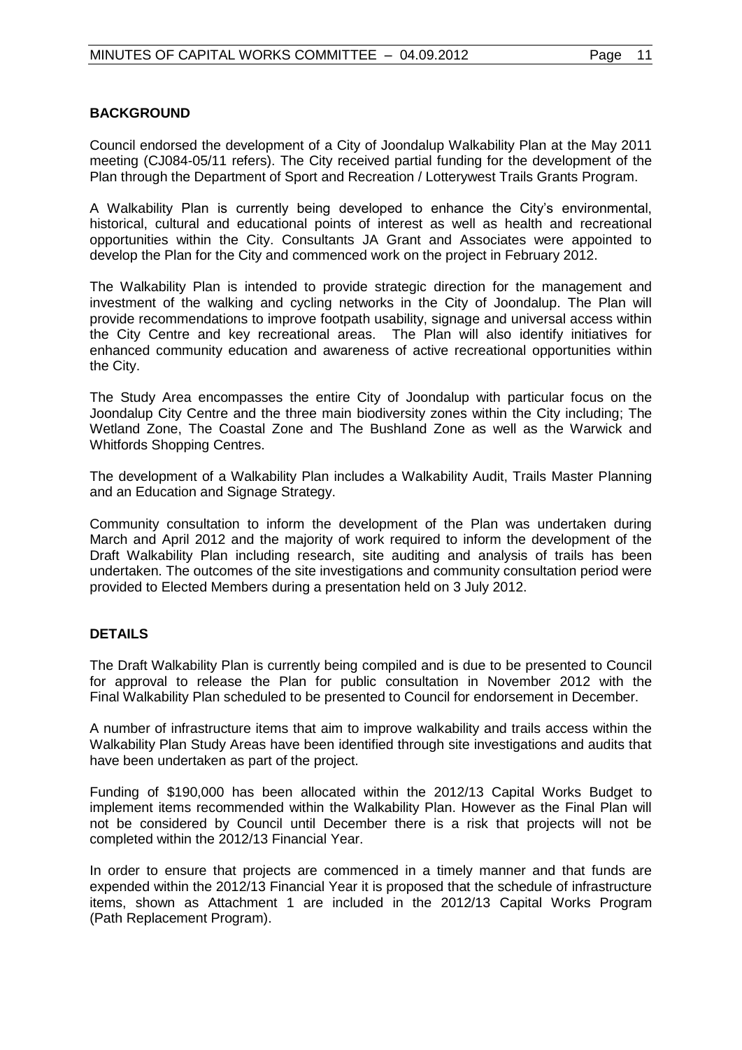## BACKGROUND

Council endorsed the development of a City of Joondalup Walkability Plan at the May 2011 meeting (CJ084-05/11 refers). The City received partial funding for the development of the Plan through the Department of Sport and Recreation / Lotterywest Trails Grants Program.

A Walkability Plan is currently being developed to enhance the City's environmental, historical, cultural and educational points of interest as well as health and recreational opportunities within the City. Consultants JA Grant and Associates were appointed to develop the Plan for the City and commenced work on the project in February 2012.

The Walkability Plan is intended to provide strategic direction for the management and investment of the walking and cycling networks in the City of Joondalup. The Plan will provide recommendations to improve footpath usability, signage and universal access within the City Centre and key recreational areas. The Plan will also identify initiatives for enhanced community education and awareness of active recreational opportunities within the City.

The Study Area encompasses the entire City of Joondalup with particular focus on the Joondalup City Centre and the three main biodiversity zones within the City including; The Wetland Zone, The Coastal Zone and The Bushland Zone as well as the Warwick and Whitfords Shopping Centres.

The development of a Walkability Plan includes a Walkability Audit, Trails Master Planning and an Education and Signage Strategy.

Community consultation to inform the development of the Plan was undertaken during March and April 2012 and the majority of work required to inform the development of the Draft Walkability Plan including research, site auditing and analysis of trails has been undertaken. The outcomes of the site investigations and community consultation period were provided to Elected Members during a presentation held on 3 July 2012.

## DETAILS

The Draft Walkability Plan is currently being compiled and is due to be presented to Council for approval to release the Plan for public consultation in November 2012 with the Final Walkability Plan scheduled to be presented to Council for endorsement in December.

A number of infrastructure items that aim to improve walkability and trails access within the Walkability Plan Study Areas have been identified through site investigations and audits that have been undertaken as part of the project.

Funding of $190,000 has been allocated within the 2012/13 Capital Works Budget to implement items recommended within the Walkability Plan. However as the Final Plan will not be considered by Council until December there is a risk that projects will not be completed within the 2012/13 Financial Year.

In order to ensure that projects are commenced in a timely manner and that funds are expended within the 2012/13 Financial Year it is proposed that the schedule of infrastructure items, shown as Attachment 1 are included in the 2012/13 Capital Works Program (Path Replacement Program).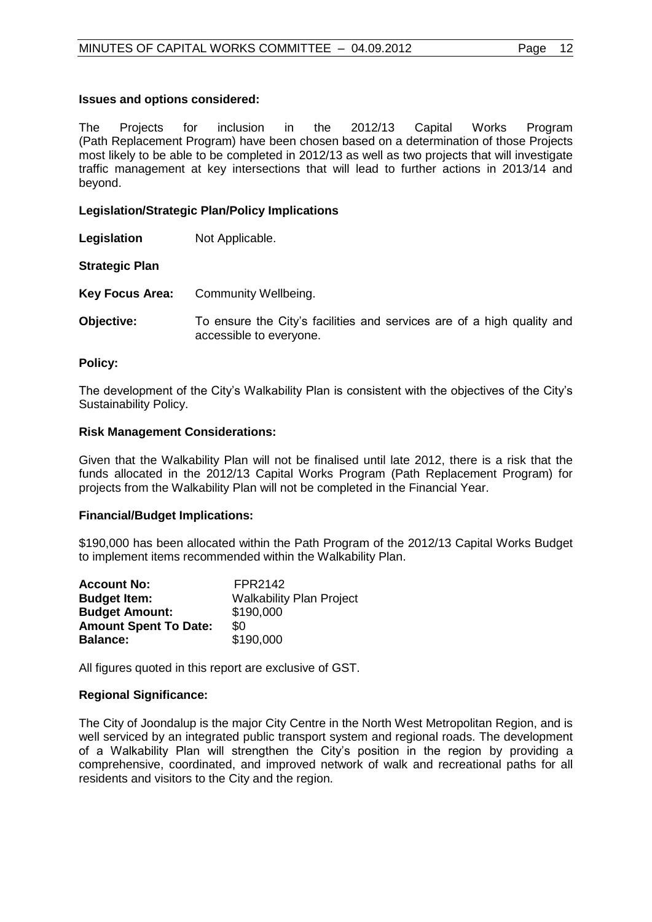**Issues and options considered:**

The Projects for inclusion in the 2012/13 Capital Works Program (Path Replacement Program) have been chosen based on a determination of those Projects most likely to be able to be completed in 2012/13 as well as two projects that will investigate traffic management at key intersections that will lead to further actions in 2013/14 and beyond.

**Legislation/Strategic Plan/Policy Implications**

**Legislation** Not Applicable.

**Strategic Plan**

**Key Focus Area:** Community Wellbeing.

**Objective:** To ensure the City's facilities and services are of a high quality and accessible to everyone.

**Policy:**

The development of the City's Walkability Plan is consistent with the objectives of the City's Sustainability Policy.

**Risk Management Considerations:**

Given that the Walkability Plan will not be finalised until late 2012, there is a risk that the funds allocated in the 2012/13 Capital Works Program (Path Replacement Program) for projects from the Walkability Plan will not be completed in the Financial Year.

**Financial/Budget Implications:**

$190,000 has been allocated within the Path Program of the 2012/13 Capital Works Budget to implement items recommended within the Walkability Plan.

| | |
|---|---|
| **Account No:** | FPR2142 |
| **Budget Item:** | Walkability Plan Project |
| **Budget Amount:** | $190,000 |
| **Amount Spent To Date:** | $0 |
| **Balance:** | $190,000 |

All figures quoted in this report are exclusive of GST.

**Regional Significance:**

The City of Joondalup is the major City Centre in the North West Metropolitan Region, and is well serviced by an integrated public transport system and regional roads. The development of a Walkability Plan will strengthen the City's position in the region by providing a comprehensive, coordinated, and improved network of walk and recreational paths for all residents and visitors to the City and the region.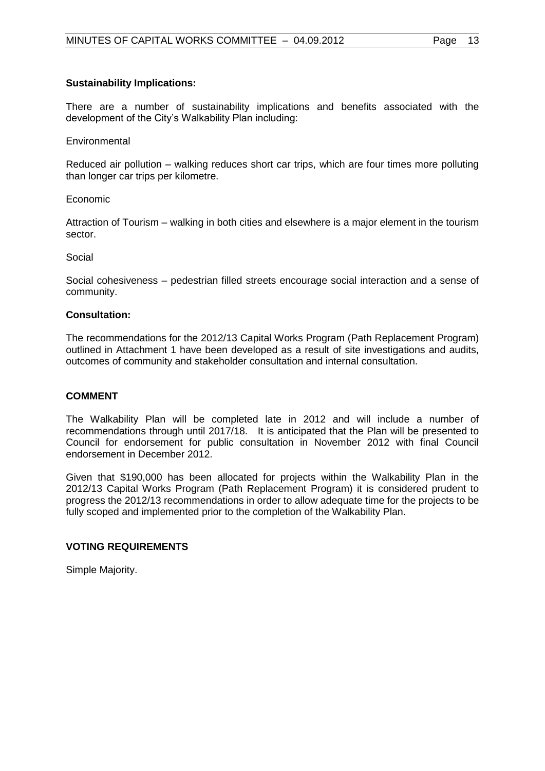**Sustainability Implications:**

There are a number of sustainability implications and benefits associated with the development of the City's Walkability Plan including:

Environmental

Reduced air pollution – walking reduces short car trips, which are four times more polluting than longer car trips per kilometre.

Economic

Attraction of Tourism – walking in both cities and elsewhere is a major element in the tourism sector.

Social

Social cohesiveness – pedestrian filled streets encourage social interaction and a sense of community.

**Consultation:**

The recommendations for the 2012/13 Capital Works Program (Path Replacement Program) outlined in Attachment 1 have been developed as a result of site investigations and audits, outcomes of community and stakeholder consultation and internal consultation.

## COMMENT

The Walkability Plan will be completed late in 2012 and will include a number of recommendations through until 2017/18. It is anticipated that the Plan will be presented to Council for endorsement for public consultation in November 2012 with final Council endorsement in December 2012.

Given that $190,000 has been allocated for projects within the Walkability Plan in the 2012/13 Capital Works Program (Path Replacement Program) it is considered prudent to progress the 2012/13 recommendations in order to allow adequate time for the projects to be fully scoped and implemented prior to the completion of the Walkability Plan.

## VOTING REQUIREMENTS

Simple Majority.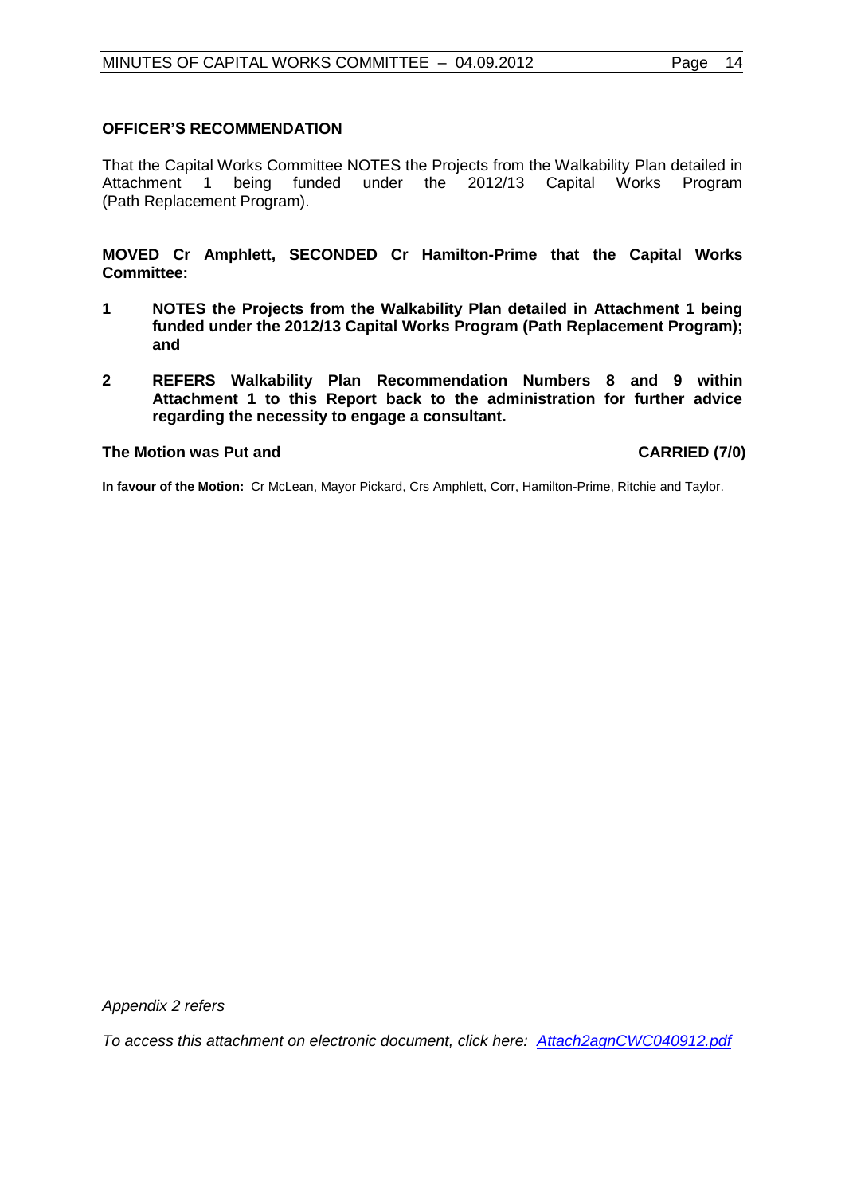**OFFICER'S RECOMMENDATION**

That the Capital Works Committee NOTES the Projects from the Walkability Plan detailed in Attachment 1 being funded under the 2012/13 Capital Works Program (Path Replacement Program).

**MOVED Cr Amphlett, SECONDED Cr Hamilton-Prime that the Capital Works Committee:**

1. **NOTES the Projects from the Walkability Plan detailed in Attachment 1 being funded under the 2012/13 Capital Works Program (Path Replacement Program); and**

2. **REFERS Walkability Plan Recommendation Numbers 8 and 9 within Attachment 1 to this Report back to the administration for further advice regarding the necessity to engage a consultant.**

**The Motion was Put and CARRIED (7/0)**

**In favour of the Motion:** Cr McLean, Mayor Pickard, Crs Amphlett, Corr, Hamilton-Prime, Ritchie and Taylor.

*Appendix 2 refers*

*To access this attachment on electronic document, click here: Attach2agnCWC040912.pdf*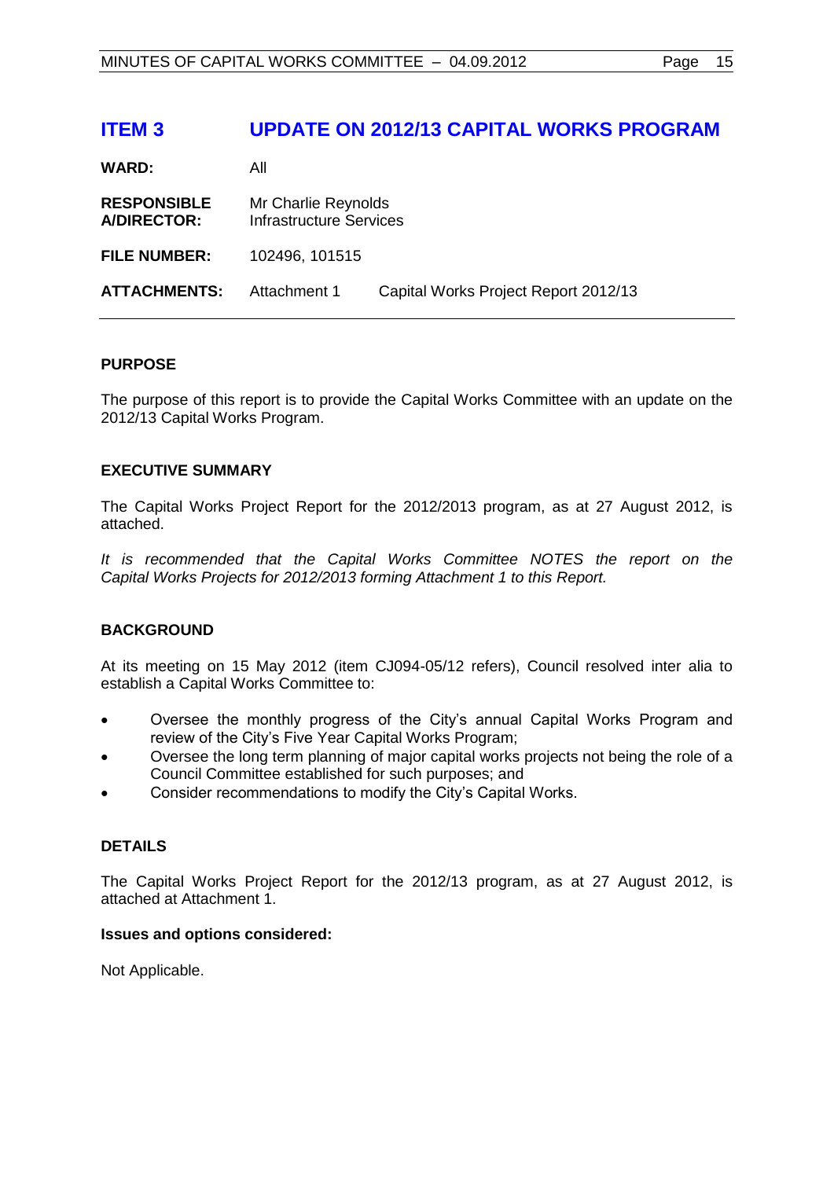# ITEM 3 UPDATE ON 2012/13 CAPITAL WORKS PROGRAM

| | | |
|---|---|---|
| **WARD:** | All | |
| **RESPONSIBLE A/DIRECTOR:** | Mr Charlie Reynolds Infrastructure Services | |
| **FILE NUMBER:** | 102496, 101515 | |
| **ATTACHMENTS:** | Attachment 1 | Capital Works Project Report 2012/13 |

## PURPOSE

The purpose of this report is to provide the Capital Works Committee with an update on the 2012/13 Capital Works Program.

## EXECUTIVE SUMMARY

The Capital Works Project Report for the 2012/2013 program, as at 27 August 2012, is attached.

*It is recommended that the Capital Works Committee NOTES the report on the Capital Works Projects for 2012/2013 forming Attachment 1 to this Report.*

## BACKGROUND

At its meeting on 15 May 2012 (item CJ094-05/12 refers), Council resolved inter alia to establish a Capital Works Committee to:

- Oversee the monthly progress of the City's annual Capital Works Program and review of the City's Five Year Capital Works Program;
- Oversee the long term planning of major capital works projects not being the role of a Council Committee established for such purposes; and
- Consider recommendations to modify the City's Capital Works.

## DETAILS

The Capital Works Project Report for the 2012/13 program, as at 27 August 2012, is attached at Attachment 1.

### Issues and options considered:

Not Applicable.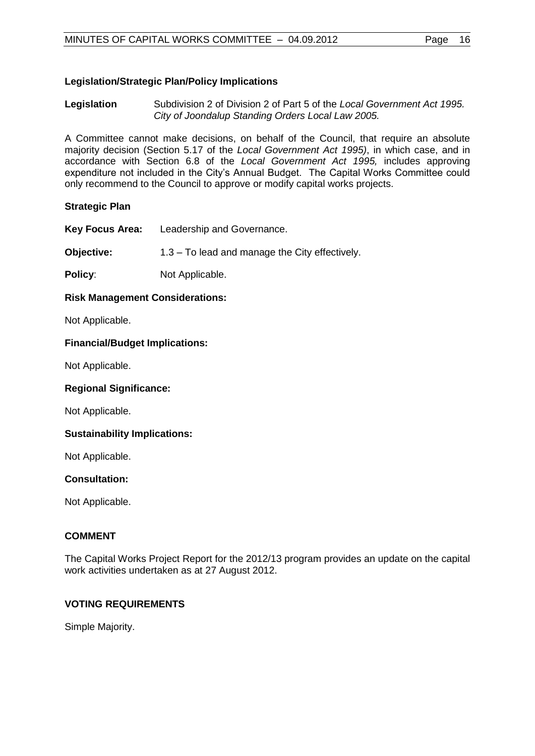**Legislation/Strategic Plan/Policy Implications**

**Legislation** Subdivision 2 of Division 2 of Part 5 of the *Local Government Act 1995. City of Joondalup Standing Orders Local Law 2005.*

A Committee cannot make decisions, on behalf of the Council, that require an absolute majority decision (Section 5.17 of the *Local Government Act 1995)*, in which case, and in accordance with Section 6.8 of the *Local Government Act 1995,* includes approving expenditure not included in the City's Annual Budget. The Capital Works Committee could only recommend to the Council to approve or modify capital works projects.

**Strategic Plan**

**Key Focus Area:** Leadership and Governance.

**Objective:** 1.3 – To lead and manage the City effectively.

**Policy**: Not Applicable.

**Risk Management Considerations:**

Not Applicable.

**Financial/Budget Implications:**

Not Applicable.

**Regional Significance:**

Not Applicable.

**Sustainability Implications:**

Not Applicable.

**Consultation:**

Not Applicable.

**COMMENT**

The Capital Works Project Report for the 2012/13 program provides an update on the capital work activities undertaken as at 27 August 2012.

**VOTING REQUIREMENTS**

Simple Majority.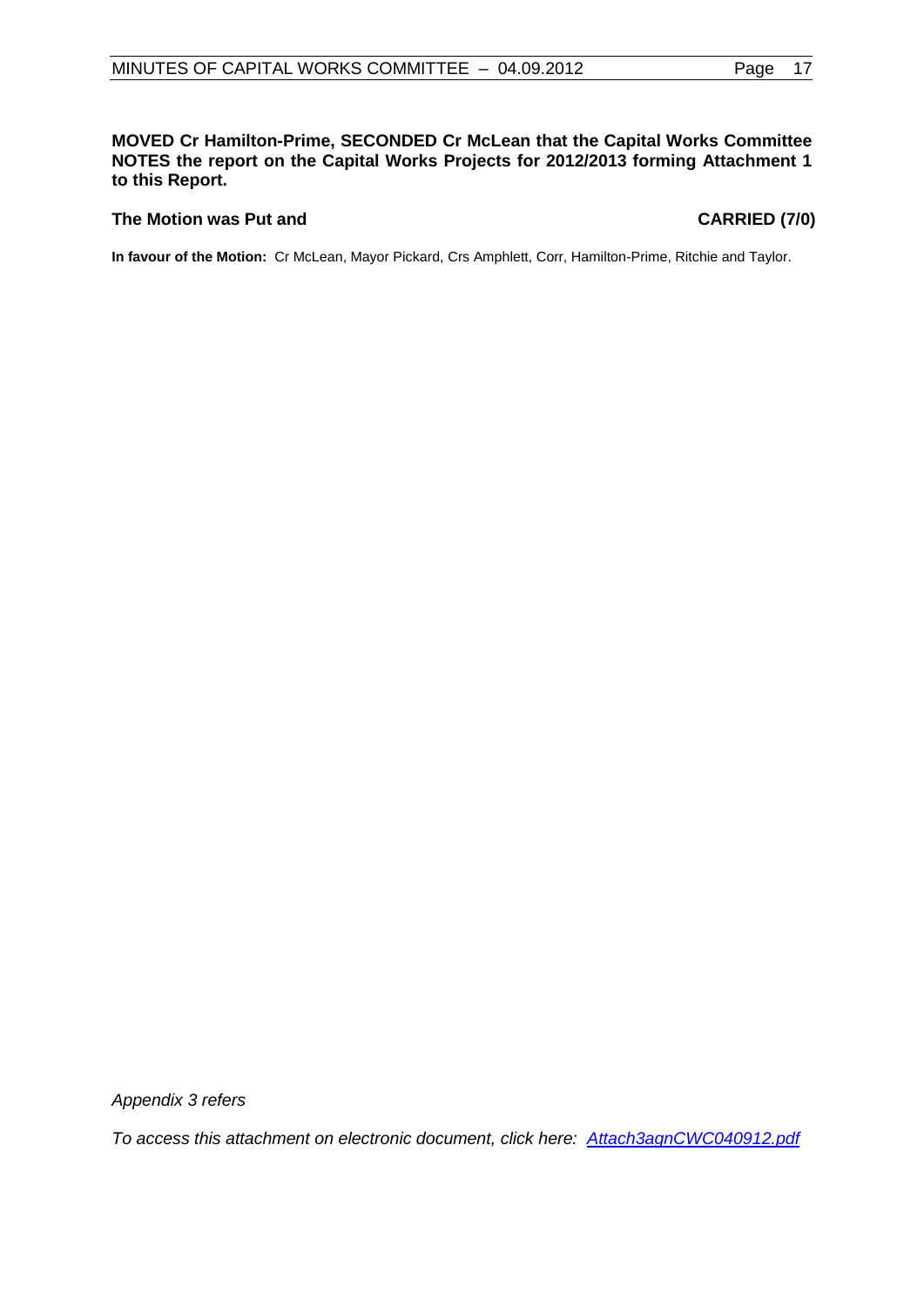**MOVED Cr Hamilton-Prime, SECONDED Cr McLean that the Capital Works Committee NOTES the report on the Capital Works Projects for 2012/2013 forming Attachment 1 to this Report.**

**The Motion was Put and CARRIED (7/0)**

**In favour of the Motion:** Cr McLean, Mayor Pickard, Crs Amphlett, Corr, Hamilton-Prime, Ritchie and Taylor.

*Appendix 3 refers*

*To access this attachment on electronic document, click here: Attach3agnCWC040912.pdf*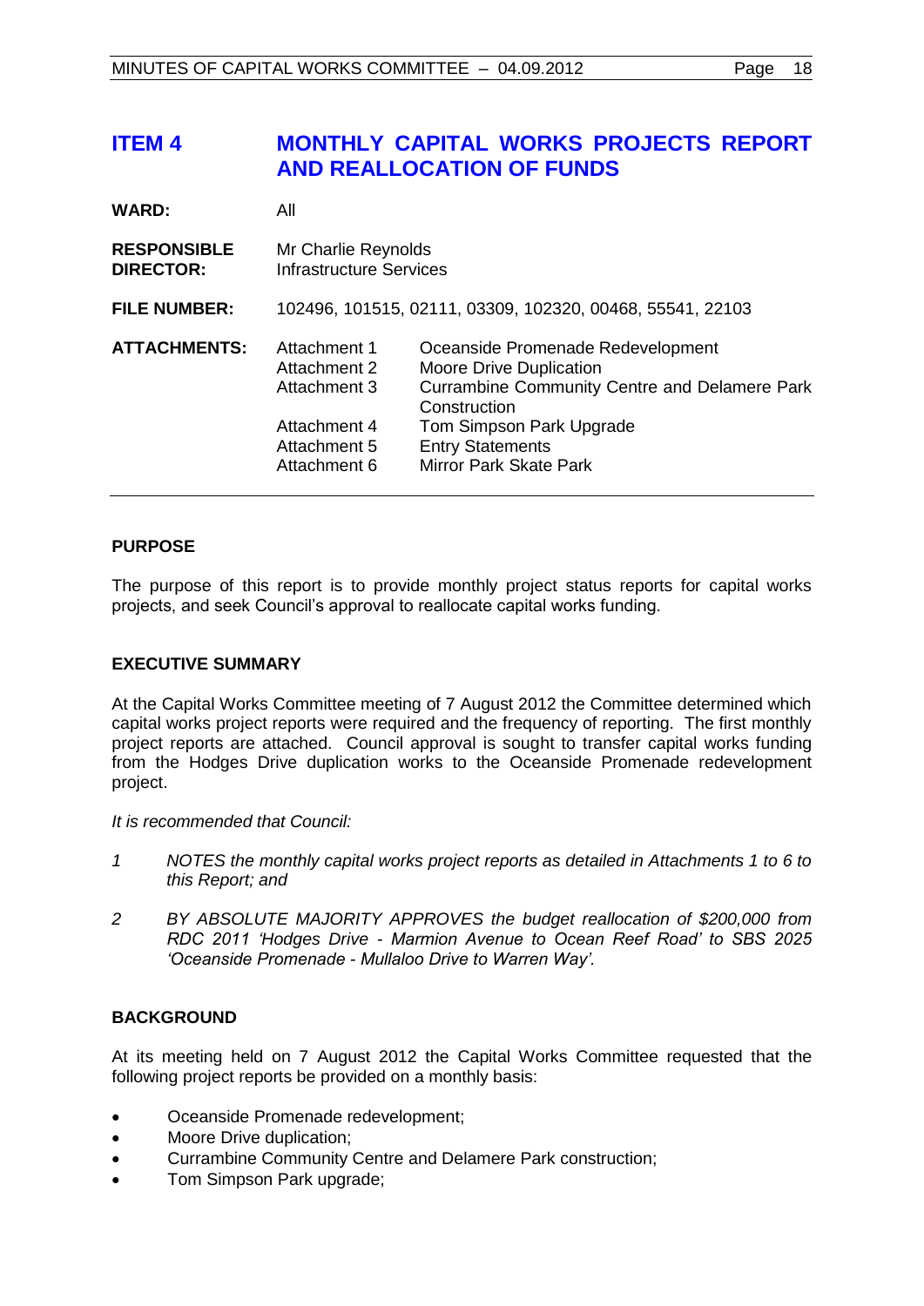# ITEM 4 MONTHLY CAPITAL WORKS PROJECTS REPORT AND REALLOCATION OF FUNDS

| | | |
|---|---|---|
| **WARD:** | All | |
| **RESPONSIBLE DIRECTOR:** | Mr Charlie Reynolds<br>Infrastructure Services | |
| **FILE NUMBER:** | 102496, 101515, 02111, 03309, 102320, 00468, 55541, 22103 | |
| **ATTACHMENTS:** | Attachment 1 | Oceanside Promenade Redevelopment |
| | Attachment 2 | Moore Drive Duplication |
| | Attachment 3 | Currambine Community Centre and Delamere Park Construction |
| | Attachment 4 | Tom Simpson Park Upgrade |
| | Attachment 5 | Entry Statements |
| | Attachment 6 | Mirror Park Skate Park |

## PURPOSE

The purpose of this report is to provide monthly project status reports for capital works projects, and seek Council's approval to reallocate capital works funding.

## EXECUTIVE SUMMARY

At the Capital Works Committee meeting of 7 August 2012 the Committee determined which capital works project reports were required and the frequency of reporting. The first monthly project reports are attached. Council approval is sought to transfer capital works funding from the Hodges Drive duplication works to the Oceanside Promenade redevelopment project.

*It is recommended that Council:*

1. *NOTES the monthly capital works project reports as detailed in Attachments 1 to 6 to this Report; and*
2. *BY ABSOLUTE MAJORITY APPROVES the budget reallocation of $200,000 from RDC 2011 'Hodges Drive - Marmion Avenue to Ocean Reef Road' to SBS 2025 'Oceanside Promenade - Mullaloo Drive to Warren Way'.*

## BACKGROUND

At its meeting held on 7 August 2012 the Capital Works Committee requested that the following project reports be provided on a monthly basis:

- Oceanside Promenade redevelopment;
- Moore Drive duplication;
- Currambine Community Centre and Delamere Park construction;
- Tom Simpson Park upgrade;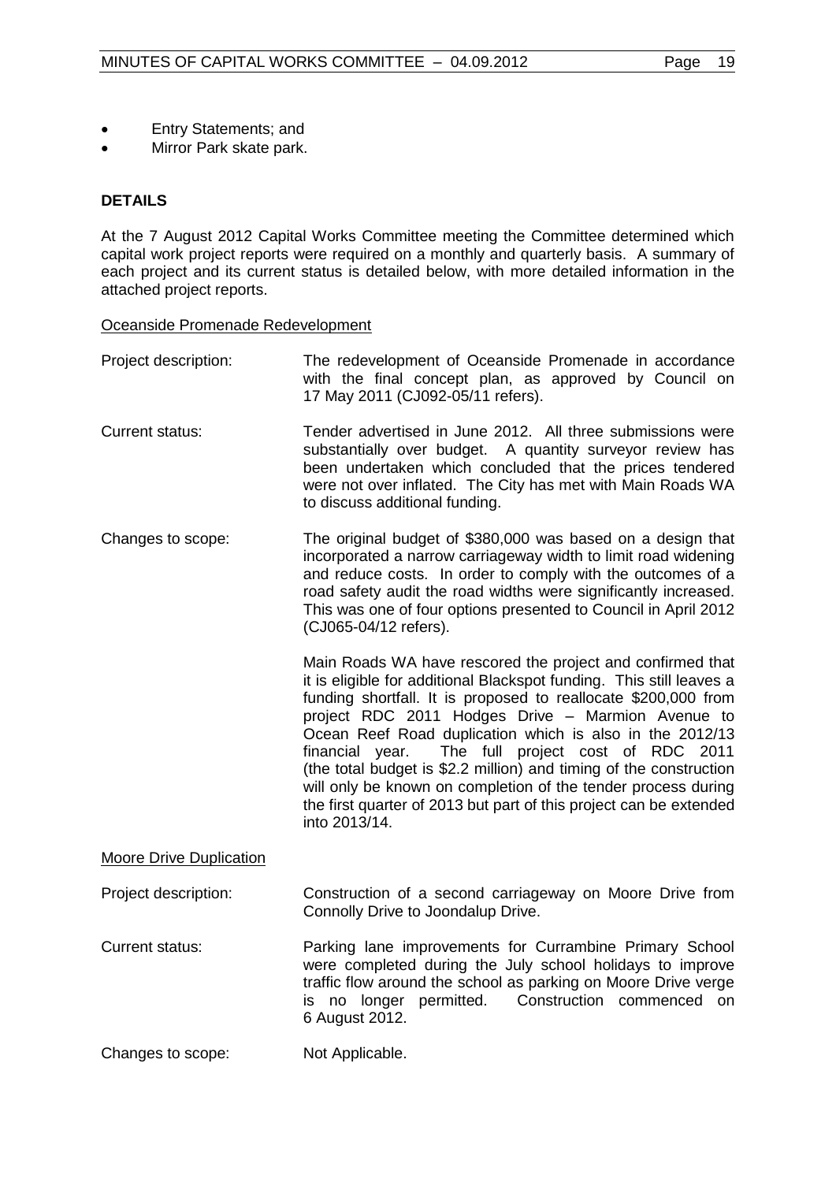- Entry Statements; and
- Mirror Park skate park.

**DETAILS**

At the 7 August 2012 Capital Works Committee meeting the Committee determined which capital work project reports were required on a monthly and quarterly basis. A summary of each project and its current status is detailed below, with more detailed information in the attached project reports.

Oceanside Promenade Redevelopment

Project description: The redevelopment of Oceanside Promenade in accordance with the final concept plan, as approved by Council on 17 May 2011 (CJ092-05/11 refers).

Current status: Tender advertised in June 2012. All three submissions were substantially over budget. A quantity surveyor review has been undertaken which concluded that the prices tendered were not over inflated. The City has met with Main Roads WA to discuss additional funding.

Changes to scope: The original budget of $380,000 was based on a design that incorporated a narrow carriageway width to limit road widening and reduce costs. In order to comply with the outcomes of a road safety audit the road widths were significantly increased. This was one of four options presented to Council in April 2012 (CJ065-04/12 refers).

Main Roads WA have rescored the project and confirmed that it is eligible for additional Blackspot funding. This still leaves a funding shortfall. It is proposed to reallocate $200,000 from project RDC 2011 Hodges Drive – Marmion Avenue to Ocean Reef Road duplication which is also in the 2012/13 financial year. The full project cost of RDC 2011 (the total budget is $2.2 million) and timing of the construction will only be known on completion of the tender process during the first quarter of 2013 but part of this project can be extended into 2013/14.

Moore Drive Duplication

Project description: Construction of a second carriageway on Moore Drive from Connolly Drive to Joondalup Drive.

Current status: Parking lane improvements for Currambine Primary School were completed during the July school holidays to improve traffic flow around the school as parking on Moore Drive verge is no longer permitted. Construction commenced on 6 August 2012.

Changes to scope: Not Applicable.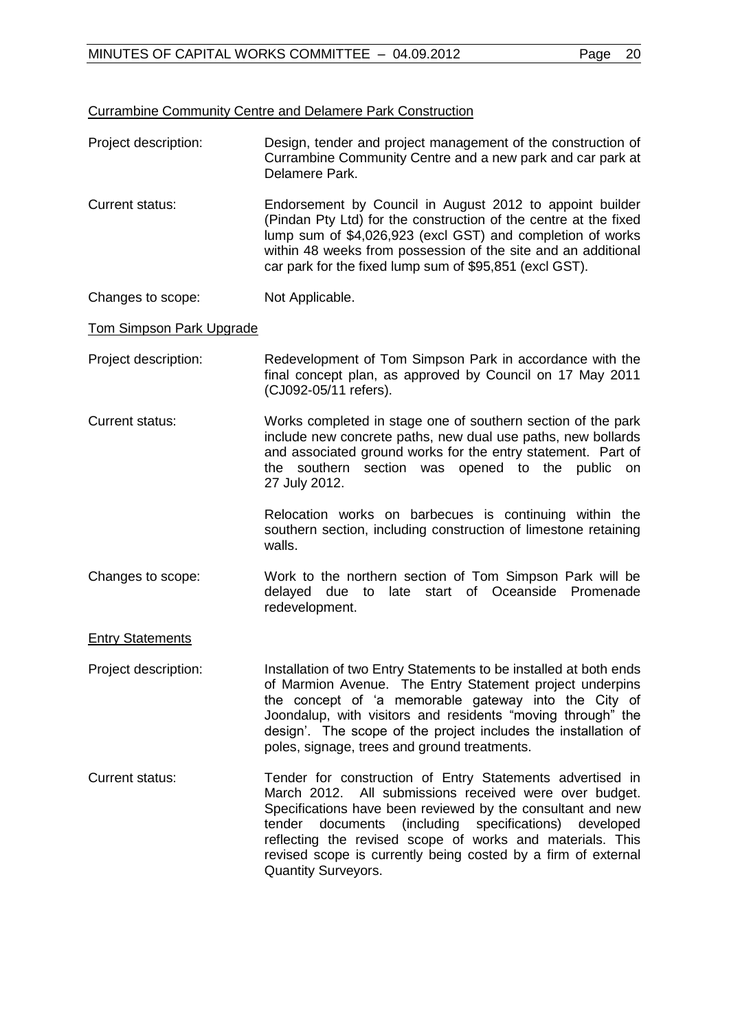Currambine Community Centre and Delamere Park Construction

Project description: Design, tender and project management of the construction of Currambine Community Centre and a new park and car park at Delamere Park.

Current status: Endorsement by Council in August 2012 to appoint builder (Pindan Pty Ltd) for the construction of the centre at the fixed lump sum of $4,026,923 (excl GST) and completion of works within 48 weeks from possession of the site and an additional car park for the fixed lump sum of $95,851 (excl GST).

Changes to scope: Not Applicable.

Tom Simpson Park Upgrade

Project description: Redevelopment of Tom Simpson Park in accordance with the final concept plan, as approved by Council on 17 May 2011 (CJ092-05/11 refers).

Current status: Works completed in stage one of southern section of the park include new concrete paths, new dual use paths, new bollards and associated ground works for the entry statement. Part of the southern section was opened to the public on 27 July 2012.

Relocation works on barbecues is continuing within the southern section, including construction of limestone retaining walls.

Changes to scope: Work to the northern section of Tom Simpson Park will be delayed due to late start of Oceanside Promenade redevelopment.

Entry Statements

Project description: Installation of two Entry Statements to be installed at both ends of Marmion Avenue. The Entry Statement project underpins the concept of 'a memorable gateway into the City of Joondalup, with visitors and residents "moving through" the design'. The scope of the project includes the installation of poles, signage, trees and ground treatments.

Current status: Tender for construction of Entry Statements advertised in March 2012. All submissions received were over budget. Specifications have been reviewed by the consultant and new tender documents (including specifications) developed reflecting the revised scope of works and materials. This revised scope is currently being costed by a firm of external Quantity Surveyors.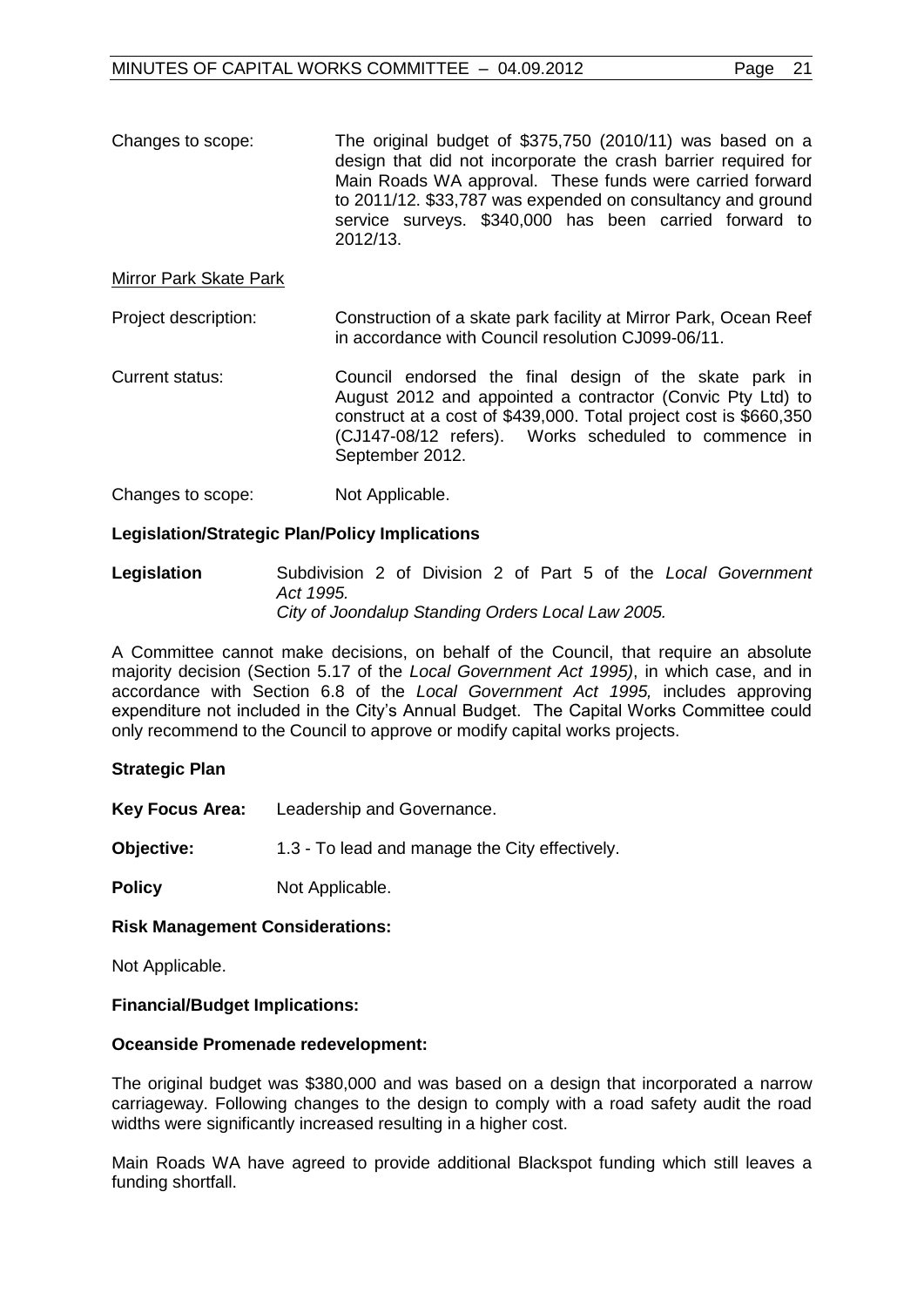Changes to scope: The original budget of $375,750 (2010/11) was based on a design that did not incorporate the crash barrier required for Main Roads WA approval. These funds were carried forward to 2011/12. $33,787 was expended on consultancy and ground service surveys. $340,000 has been carried forward to 2012/13.

Mirror Park Skate Park

Project description: Construction of a skate park facility at Mirror Park, Ocean Reef in accordance with Council resolution CJ099-06/11.

Current status: Council endorsed the final design of the skate park in August 2012 and appointed a contractor (Convic Pty Ltd) to construct at a cost of $439,000. Total project cost is $660,350 (CJ147-08/12 refers). Works scheduled to commence in September 2012.

Changes to scope: Not Applicable.

**Legislation/Strategic Plan/Policy Implications**

**Legislation** Subdivision 2 of Division 2 of Part 5 of the *Local Government Act 1995.*
*City of Joondalup Standing Orders Local Law 2005.*

A Committee cannot make decisions, on behalf of the Council, that require an absolute majority decision (Section 5.17 of the *Local Government Act 1995)*, in which case, and in accordance with Section 6.8 of the *Local Government Act 1995,* includes approving expenditure not included in the City's Annual Budget. The Capital Works Committee could only recommend to the Council to approve or modify capital works projects.

**Strategic Plan**

**Key Focus Area:** Leadership and Governance.

**Objective:** 1.3 - To lead and manage the City effectively.

**Policy** Not Applicable.

**Risk Management Considerations:**

Not Applicable.

**Financial/Budget Implications:**

**Oceanside Promenade redevelopment:**

The original budget was $380,000 and was based on a design that incorporated a narrow carriageway. Following changes to the design to comply with a road safety audit the road widths were significantly increased resulting in a higher cost.

Main Roads WA have agreed to provide additional Blackspot funding which still leaves a funding shortfall.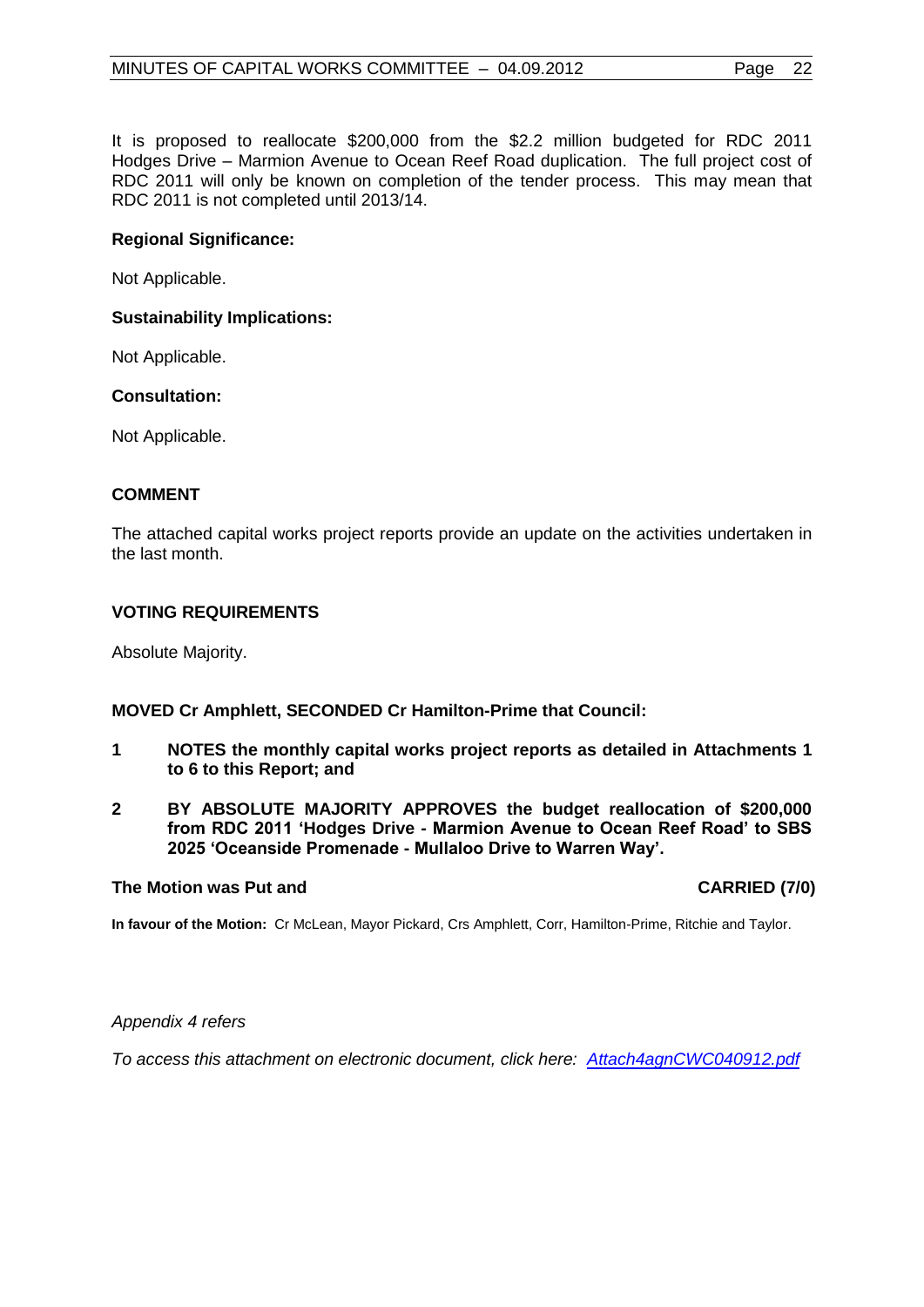It is proposed to reallocate $200,000 from the $2.2 million budgeted for RDC 2011 Hodges Drive – Marmion Avenue to Ocean Reef Road duplication. The full project cost of RDC 2011 will only be known on completion of the tender process. This may mean that RDC 2011 is not completed until 2013/14.

**Regional Significance:**

Not Applicable.

**Sustainability Implications:**

Not Applicable.

**Consultation:**

Not Applicable.

## COMMENT

The attached capital works project reports provide an update on the activities undertaken in the last month.

## VOTING REQUIREMENTS

Absolute Majority.

**MOVED Cr Amphlett, SECONDED Cr Hamilton-Prime that Council:**

1. **NOTES the monthly capital works project reports as detailed in Attachments 1 to 6 to this Report; and**
2. **BY ABSOLUTE MAJORITY APPROVES the budget reallocation of $200,000 from RDC 2011 'Hodges Drive - Marmion Avenue to Ocean Reef Road' to SBS 2025 'Oceanside Promenade - Mullaloo Drive to Warren Way'.**

**The Motion was Put and CARRIED (7/0)**

**In favour of the Motion:** Cr McLean, Mayor Pickard, Crs Amphlett, Corr, Hamilton-Prime, Ritchie and Taylor.

*Appendix 4 refers*

*To access this attachment on electronic document, click here: Attach4agnCWC040912.pdf*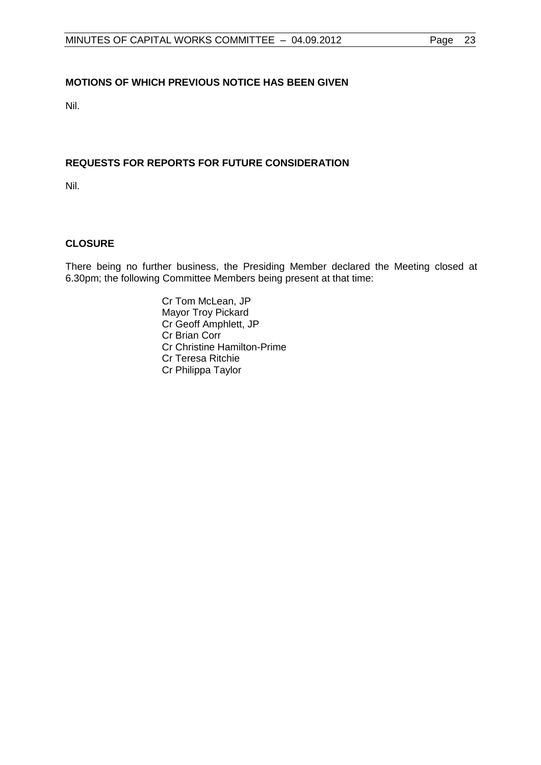**MOTIONS OF WHICH PREVIOUS NOTICE HAS BEEN GIVEN**

Nil.

**REQUESTS FOR REPORTS FOR FUTURE CONSIDERATION**

Nil.

**CLOSURE**

There being no further business, the Presiding Member declared the Meeting closed at 6.30pm; the following Committee Members being present at that time:

Cr Tom McLean, JP
Mayor Troy Pickard
Cr Geoff Amphlett, JP
Cr Brian Corr
Cr Christine Hamilton-Prime
Cr Teresa Ritchie
Cr Philippa Taylor